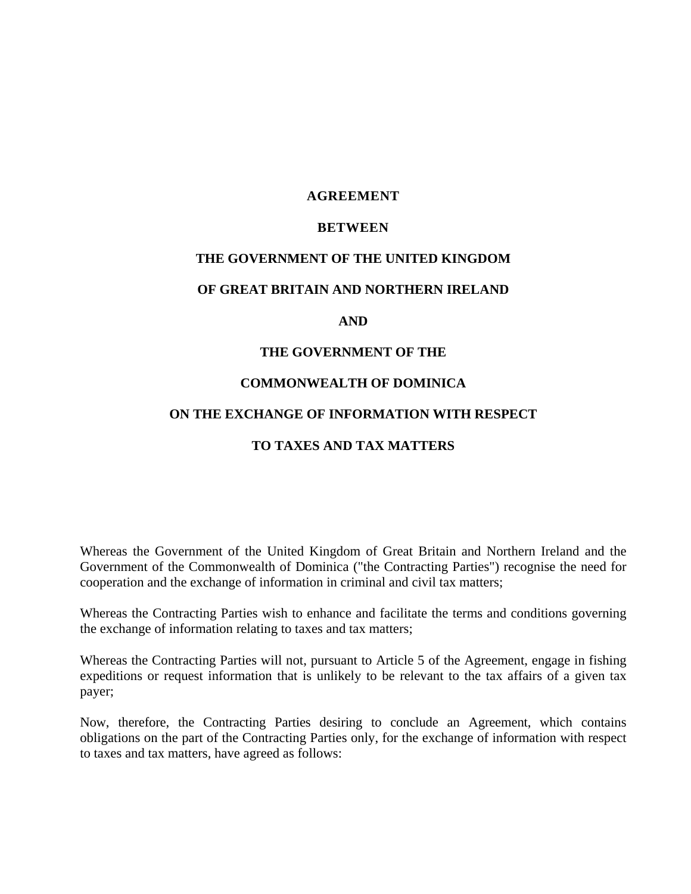# AGREEMENT

# BETWEEN

# THE GOVERNMENT OF THE UNITED KINGDOM

# OF GREAT BRITAIN AND NORTHERN IRELAND

# AND

# THE GOVERNMENT OF THE

# COMMONWEALTH OF DOMINICA

# ON THE EXCHANGE OF INFORMATION WITH RESPECT

# TO TAXES AND TAX MATTERS

Whereas the Government of the United Kingdom of Great Britain and Northern Ireland and the Government of the Commonwealth of Dominica ("the Contracting Parties") recognise the need for cooperation and the exchange of information in criminal and civil tax matters;

Whereas the Contracting Parties wish to enhance and facilitate the terms and conditions governing the exchange of information relating to taxes and tax matters;

Whereas the Contracting Parties will not, pursuant to Article 5 of the Agreement, engage in fishing expeditions or request information that is unlikely to be relevant to the tax affairs of a given tax payer;

Now, therefore, the Contracting Parties desiring to conclude an Agreement, which contains obligations on the part of the Contracting Parties only, for the exchange of information with respect to taxes and tax matters, have agreed as follows: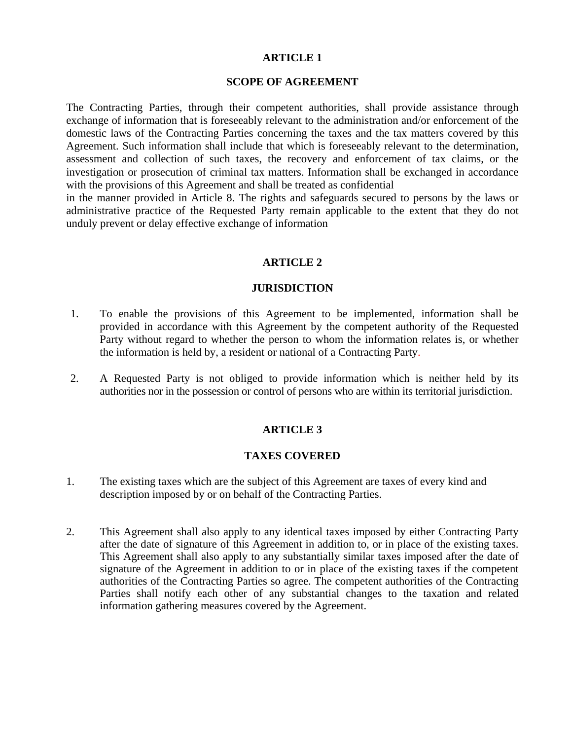## ARTICLE 1

## SCOPE OF AGREEMENT

The Contracting Parties, through their competent authorities, shall provide assistance through exchange of information that is foreseeably relevant to the administration and/or enforcement of the domestic laws of the Contracting Parties concerning the taxes and the tax matters covered by this Agreement. Such information shall include that which is foreseeably relevant to the determination, assessment and collection of such taxes, the recovery and enforcement of tax claims, or the investigation or prosecution of criminal tax matters. Information shall be exchanged in accordance with the provisions of this Agreement and shall be treated as confidential
in the manner provided in Article 8. The rights and safeguards secured to persons by the laws or administrative practice of the Requested Party remain applicable to the extent that they do not unduly prevent or delay effective exchange of information

## ARTICLE 2

## JURISDICTION

1. To enable the provisions of this Agreement to be implemented, information shall be provided in accordance with this Agreement by the competent authority of the Requested Party without regard to whether the person to whom the information relates is, or whether the information is held by, a resident or national of a Contracting Party.

2. A Requested Party is not obliged to provide information which is neither held by its authorities nor in the possession or control of persons who are within its territorial jurisdiction.

## ARTICLE 3

## TAXES COVERED

1. The existing taxes which are the subject of this Agreement are taxes of every kind and description imposed by or on behalf of the Contracting Parties.

2. This Agreement shall also apply to any identical taxes imposed by either Contracting Party after the date of signature of this Agreement in addition to, or in place of the existing taxes. This Agreement shall also apply to any substantially similar taxes imposed after the date of signature of the Agreement in addition to or in place of the existing taxes if the competent authorities of the Contracting Parties so agree. The competent authorities of the Contracting Parties shall notify each other of any substantial changes to the taxation and related information gathering measures covered by the Agreement.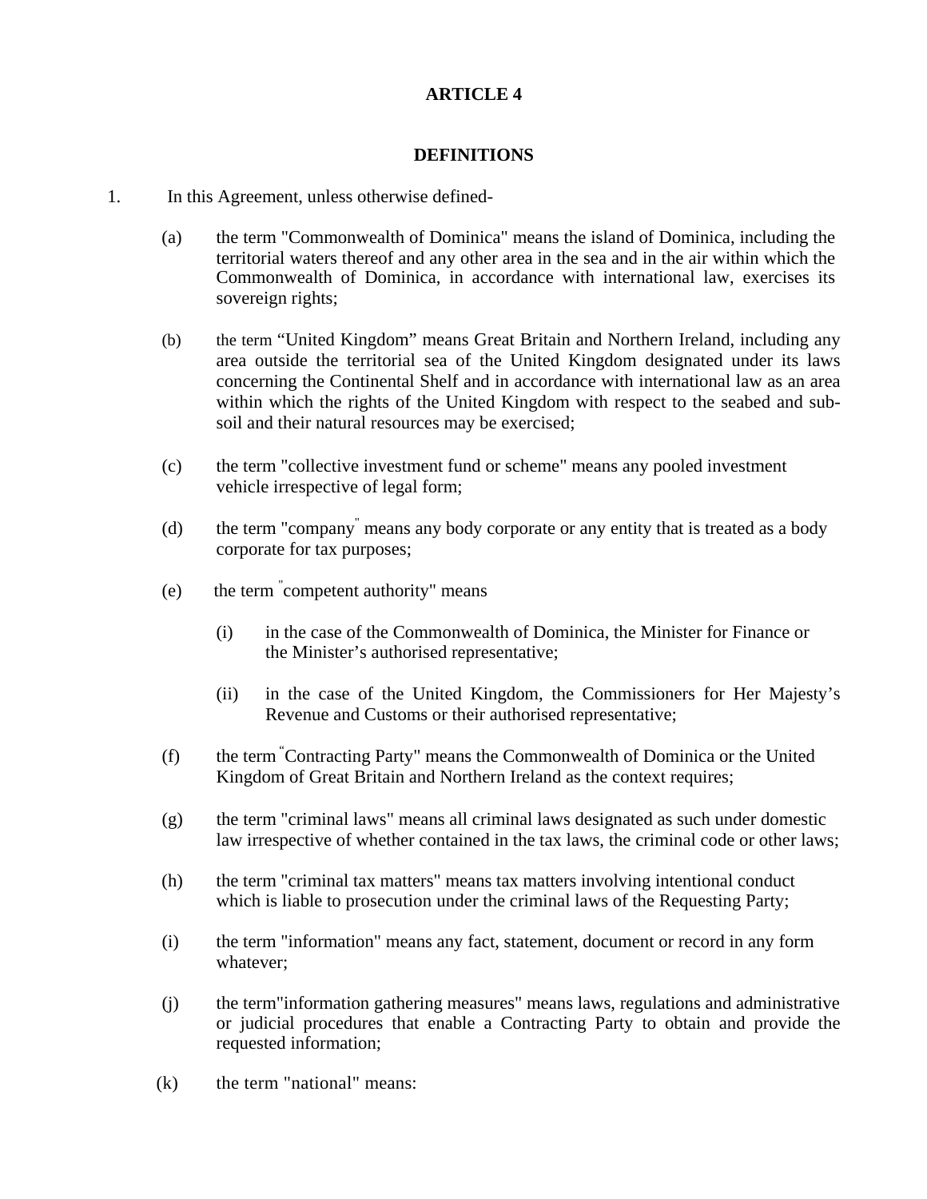## ARTICLE 4

## DEFINITIONS

1. In this Agreement, unless otherwise defined-

   (a) the term "Commonwealth of Dominica" means the island of Dominica, including the territorial waters thereof and any other area in the sea and in the air within which the Commonwealth of Dominica, in accordance with international law, exercises its sovereign rights;

   (b) the term "United Kingdom" means Great Britain and Northern Ireland, including any area outside the territorial sea of the United Kingdom designated under its laws concerning the Continental Shelf and in accordance with international law as an area within which the rights of the United Kingdom with respect to the seabed and sub-soil and their natural resources may be exercised;

   (c) the term "collective investment fund or scheme" means any pooled investment vehicle irrespective of legal form;

   (d) the term "company" means any body corporate or any entity that is treated as a body corporate for tax purposes;

   (e) the term "competent authority" means

      (i) in the case of the Commonwealth of Dominica, the Minister for Finance or the Minister's authorised representative;

      (ii) in the case of the United Kingdom, the Commissioners for Her Majesty's Revenue and Customs or their authorised representative;

   (f) the term "Contracting Party" means the Commonwealth of Dominica or the United Kingdom of Great Britain and Northern Ireland as the context requires;

   (g) the term "criminal laws" means all criminal laws designated as such under domestic law irrespective of whether contained in the tax laws, the criminal code or other laws;

   (h) the term "criminal tax matters" means tax matters involving intentional conduct which is liable to prosecution under the criminal laws of the Requesting Party;

   (i) the term "information" means any fact, statement, document or record in any form whatever;

   (j) the term "information gathering measures" means laws, regulations and administrative or judicial procedures that enable a Contracting Party to obtain and provide the requested information;

   (k) the term "national" means: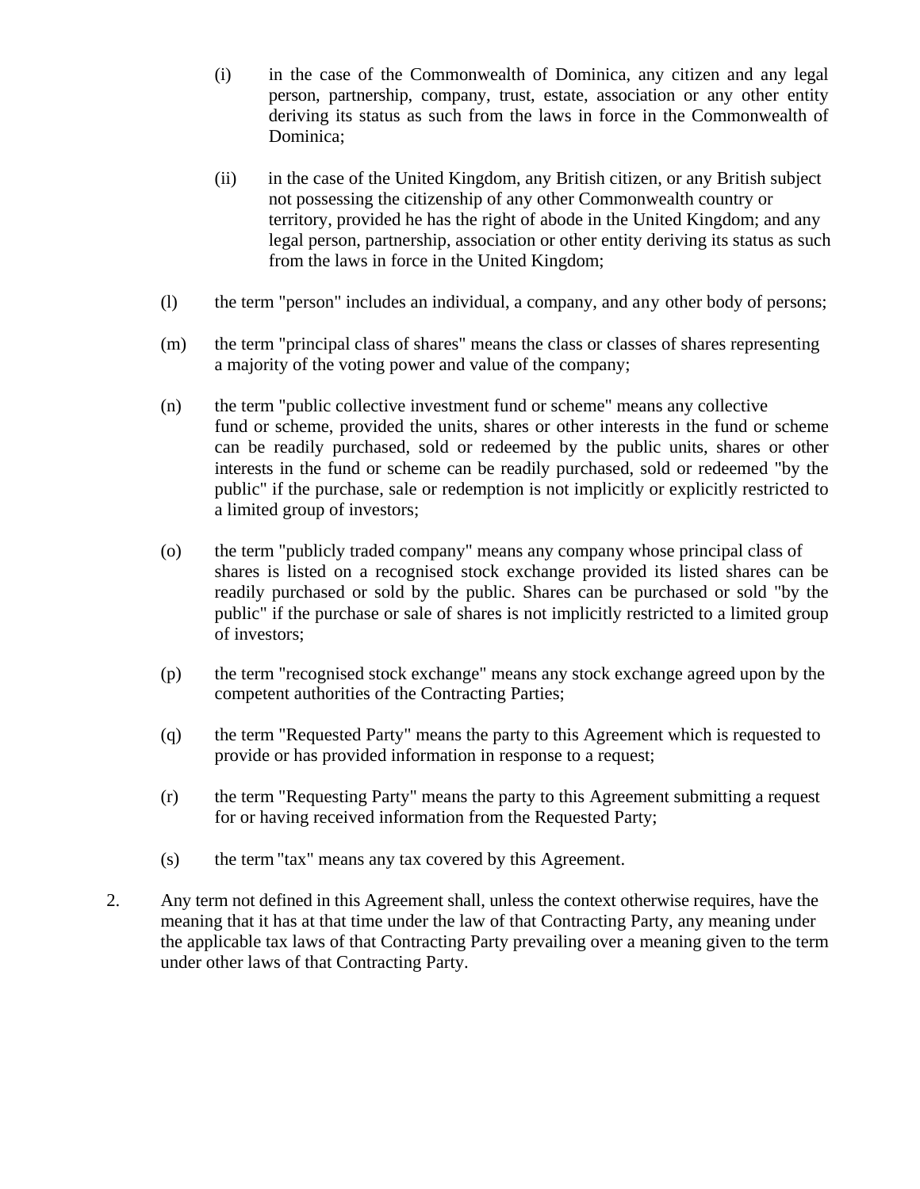(i) in the case of the Commonwealth of Dominica, any citizen and any legal person, partnership, company, trust, estate, association or any other entity deriving its status as such from the laws in force in the Commonwealth of Dominica;

(ii) in the case of the United Kingdom, any British citizen, or any British subject not possessing the citizenship of any other Commonwealth country or territory, provided he has the right of abode in the United Kingdom; and any legal person, partnership, association or other entity deriving its status as such from the laws in force in the United Kingdom;

(l) the term "person" includes an individual, a company, and any other body of persons;

(m) the term "principal class of shares" means the class or classes of shares representing a majority of the voting power and value of the company;

(n) the term "public collective investment fund or scheme" means any collective fund or scheme, provided the units, shares or other interests in the fund or scheme can be readily purchased, sold or redeemed by the public units, shares or other interests in the fund or scheme can be readily purchased, sold or redeemed "by the public" if the purchase, sale or redemption is not implicitly or explicitly restricted to a limited group of investors;

(o) the term "publicly traded company" means any company whose principal class of shares is listed on a recognised stock exchange provided its listed shares can be readily purchased or sold by the public. Shares can be purchased or sold "by the public" if the purchase or sale of shares is not implicitly restricted to a limited group of investors;

(p) the term "recognised stock exchange" means any stock exchange agreed upon by the competent authorities of the Contracting Parties;

(q) the term "Requested Party" means the party to this Agreement which is requested to provide or has provided information in response to a request;

(r) the term "Requesting Party" means the party to this Agreement submitting a request for or having received information from the Requested Party;

(s) the term "tax" means any tax covered by this Agreement.

2. Any term not defined in this Agreement shall, unless the context otherwise requires, have the meaning that it has at that time under the law of that Contracting Party, any meaning under the applicable tax laws of that Contracting Party prevailing over a meaning given to the term under other laws of that Contracting Party.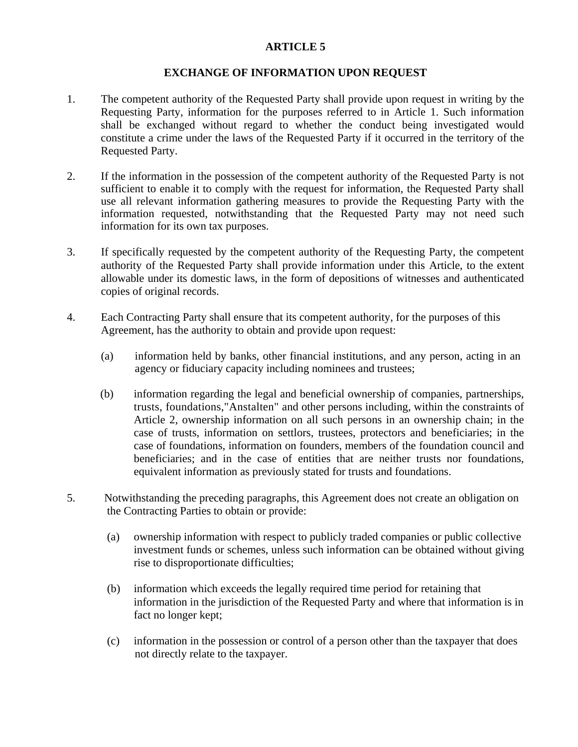# ARTICLE 5

## EXCHANGE OF INFORMATION UPON REQUEST

1. The competent authority of the Requested Party shall provide upon request in writing by the Requesting Party, information for the purposes referred to in Article 1. Such information shall be exchanged without regard to whether the conduct being investigated would constitute a crime under the laws of the Requested Party if it occurred in the territory of the Requested Party.

2. If the information in the possession of the competent authority of the Requested Party is not sufficient to enable it to comply with the request for information, the Requested Party shall use all relevant information gathering measures to provide the Requesting Party with the information requested, notwithstanding that the Requested Party may not need such information for its own tax purposes.

3. If specifically requested by the competent authority of the Requesting Party, the competent authority of the Requested Party shall provide information under this Article, to the extent allowable under its domestic laws, in the form of depositions of witnesses and authenticated copies of original records.

4. Each Contracting Party shall ensure that its competent authority, for the purposes of this Agreement, has the authority to obtain and provide upon request:

   (a) information held by banks, other financial institutions, and any person, acting in an agency or fiduciary capacity including nominees and trustees;

   (b) information regarding the legal and beneficial ownership of companies, partnerships, trusts, foundations,"Anstalten" and other persons including, within the constraints of Article 2, ownership information on all such persons in an ownership chain; in the case of trusts, information on settlors, trustees, protectors and beneficiaries; in the case of foundations, information on founders, members of the foundation council and beneficiaries; and in the case of entities that are neither trusts nor foundations, equivalent information as previously stated for trusts and foundations.

5. Notwithstanding the preceding paragraphs, this Agreement does not create an obligation on the Contracting Parties to obtain or provide:

   (a) ownership information with respect to publicly traded companies or public collective investment funds or schemes, unless such information can be obtained without giving rise to disproportionate difficulties;

   (b) information which exceeds the legally required time period for retaining that information in the jurisdiction of the Requested Party and where that information is in fact no longer kept;

   (c) information in the possession or control of a person other than the taxpayer that does not directly relate to the taxpayer.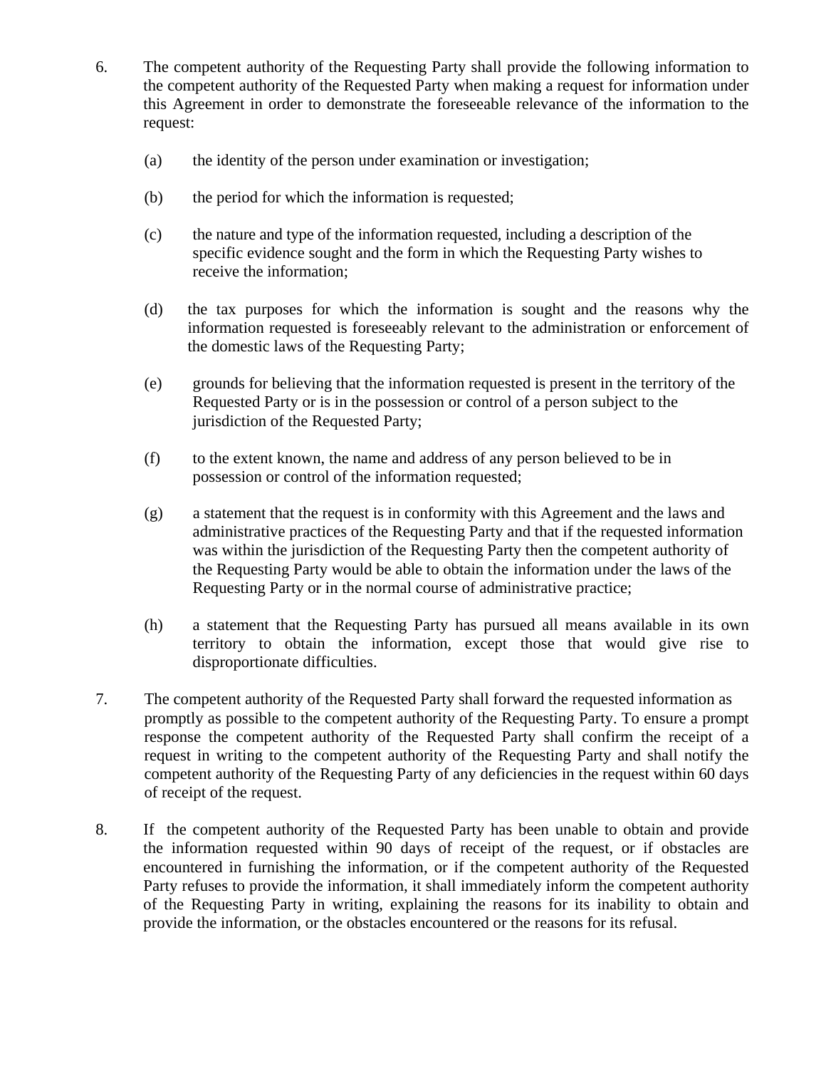6. The competent authority of the Requesting Party shall provide the following information to the competent authority of the Requested Party when making a request for information under this Agreement in order to demonstrate the foreseeable relevance of the information to the request:

   (a) the identity of the person under examination or investigation;

   (b) the period for which the information is requested;

   (c) the nature and type of the information requested, including a description of the specific evidence sought and the form in which the Requesting Party wishes to receive the information;

   (d) the tax purposes for which the information is sought and the reasons why the information requested is foreseeably relevant to the administration or enforcement of the domestic laws of the Requesting Party;

   (e) grounds for believing that the information requested is present in the territory of the Requested Party or is in the possession or control of a person subject to the jurisdiction of the Requested Party;

   (f) to the extent known, the name and address of any person believed to be in possession or control of the information requested;

   (g) a statement that the request is in conformity with this Agreement and the laws and administrative practices of the Requesting Party and that if the requested information was within the jurisdiction of the Requesting Party then the competent authority of the Requesting Party would be able to obtain the information under the laws of the Requesting Party or in the normal course of administrative practice;

   (h) a statement that the Requesting Party has pursued all means available in its own territory to obtain the information, except those that would give rise to disproportionate difficulties.

7. The competent authority of the Requested Party shall forward the requested information as promptly as possible to the competent authority of the Requesting Party. To ensure a prompt response the competent authority of the Requested Party shall confirm the receipt of a request in writing to the competent authority of the Requesting Party and shall notify the competent authority of the Requesting Party of any deficiencies in the request within 60 days of receipt of the request.

8. If the competent authority of the Requested Party has been unable to obtain and provide the information requested within 90 days of receipt of the request, or if obstacles are encountered in furnishing the information, or if the competent authority of the Requested Party refuses to provide the information, it shall immediately inform the competent authority of the Requesting Party in writing, explaining the reasons for its inability to obtain and provide the information, or the obstacles encountered or the reasons for its refusal.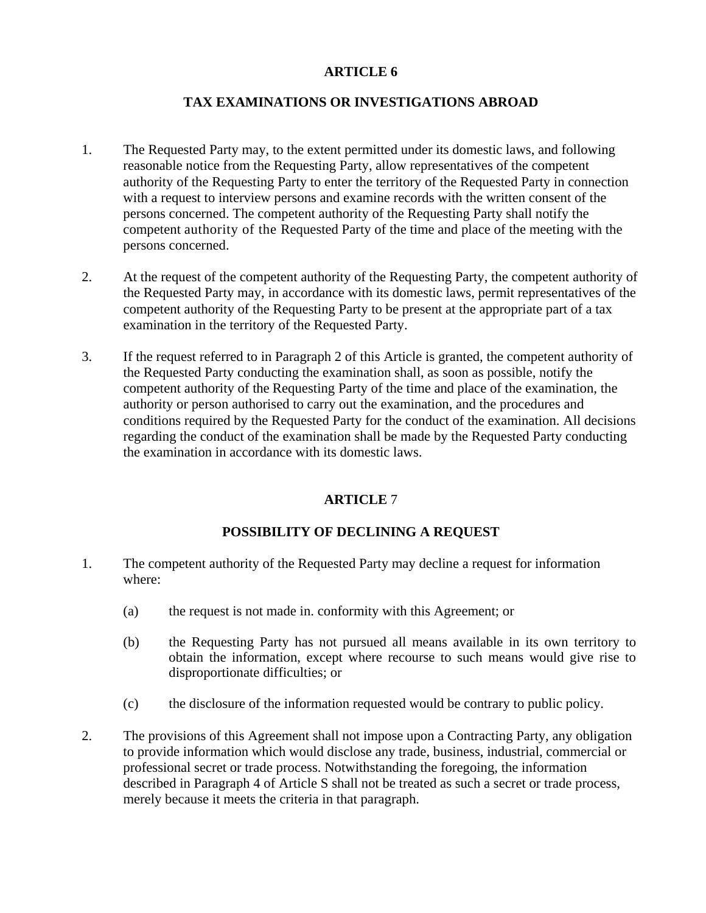## ARTICLE 6

## TAX EXAMINATIONS OR INVESTIGATIONS ABROAD

1. The Requested Party may, to the extent permitted under its domestic laws, and following reasonable notice from the Requesting Party, allow representatives of the competent authority of the Requesting Party to enter the territory of the Requested Party in connection with a request to interview persons and examine records with the written consent of the persons concerned. The competent authority of the Requesting Party shall notify the competent authority of the Requested Party of the time and place of the meeting with the persons concerned.

2. At the request of the competent authority of the Requesting Party, the competent authority of the Requested Party may, in accordance with its domestic laws, permit representatives of the competent authority of the Requesting Party to be present at the appropriate part of a tax examination in the territory of the Requested Party.

3. If the request referred to in Paragraph 2 of this Article is granted, the competent authority of the Requested Party conducting the examination shall, as soon as possible, notify the competent authority of the Requesting Party of the time and place of the examination, the authority or person authorised to carry out the examination, and the procedures and conditions required by the Requested Party for the conduct of the examination. All decisions regarding the conduct of the examination shall be made by the Requested Party conducting the examination in accordance with its domestic laws.

## ARTICLE 7

## POSSIBILITY OF DECLINING A REQUEST

1. The competent authority of the Requested Party may decline a request for information where:

   (a) the request is not made in. conformity with this Agreement; or

   (b) the Requesting Party has not pursued all means available in its own territory to obtain the information, except where recourse to such means would give rise to disproportionate difficulties; or

   (c) the disclosure of the information requested would be contrary to public policy.

2. The provisions of this Agreement shall not impose upon a Contracting Party, any obligation to provide information which would disclose any trade, business, industrial, commercial or professional secret or trade process. Notwithstanding the foregoing, the information described in Paragraph 4 of Article S shall not be treated as such a secret or trade process, merely because it meets the criteria in that paragraph.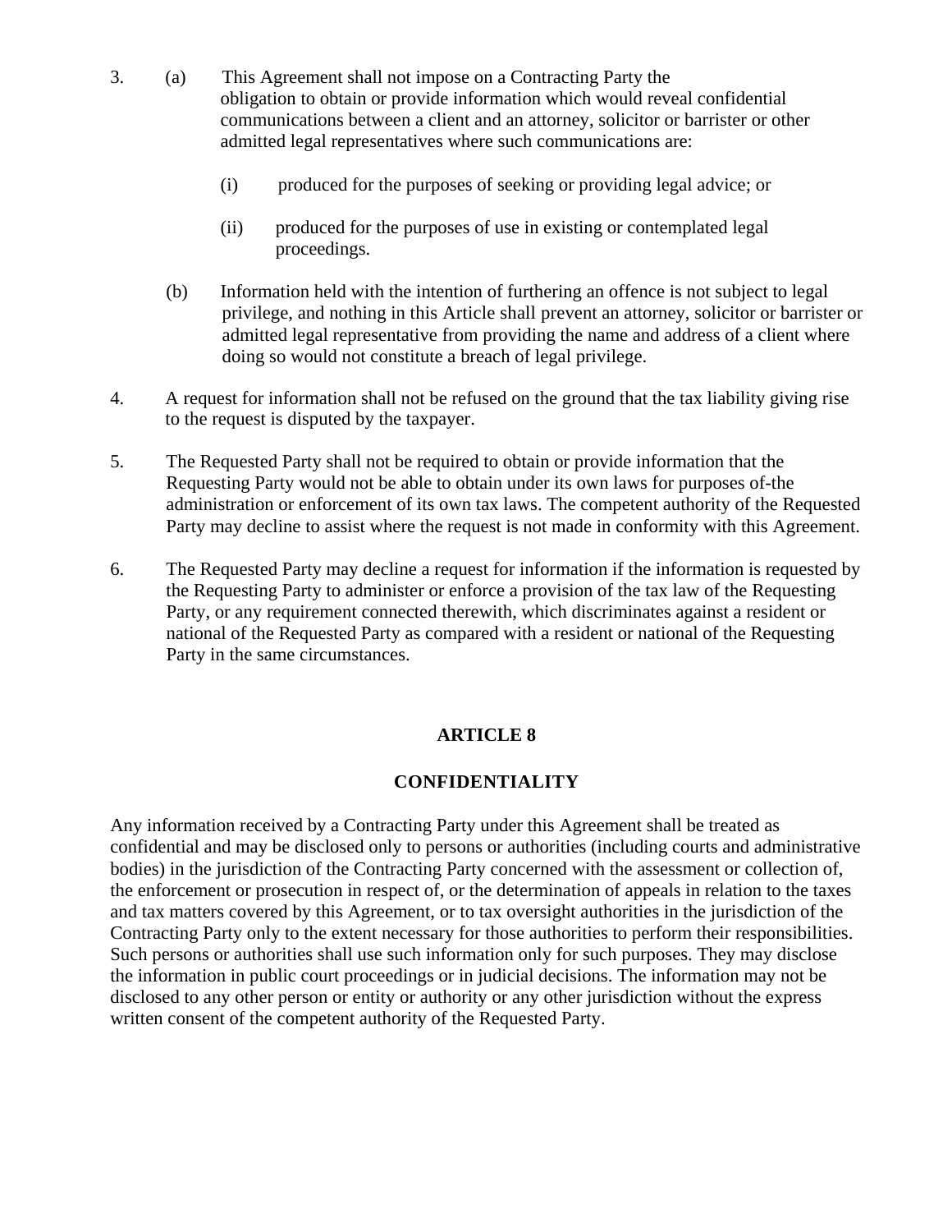3. (a) This Agreement shall not impose on a Contracting Party the obligation to obtain or provide information which would reveal confidential communications between a client and an attorney, solicitor or barrister or other admitted legal representatives where such communications are:

   (i) produced for the purposes of seeking or providing legal advice; or

   (ii) produced for the purposes of use in existing or contemplated legal proceedings.

   (b) Information held with the intention of furthering an offence is not subject to legal privilege, and nothing in this Article shall prevent an attorney, solicitor or barrister or admitted legal representative from providing the name and address of a client where doing so would not constitute a breach of legal privilege.

4. A request for information shall not be refused on the ground that the tax liability giving rise to the request is disputed by the taxpayer.

5. The Requested Party shall not be required to obtain or provide information that the Requesting Party would not be able to obtain under its own laws for purposes of-the administration or enforcement of its own tax laws. The competent authority of the Requested Party may decline to assist where the request is not made in conformity with this Agreement.

6. The Requested Party may decline a request for information if the information is requested by the Requesting Party to administer or enforce a provision of the tax law of the Requesting Party, or any requirement connected therewith, which discriminates against a resident or national of the Requested Party as compared with a resident or national of the Requesting Party in the same circumstances.

## ARTICLE 8

## CONFIDENTIALITY

Any information received by a Contracting Party under this Agreement shall be treated as confidential and may be disclosed only to persons or authorities (including courts and administrative bodies) in the jurisdiction of the Contracting Party concerned with the assessment or collection of, the enforcement or prosecution in respect of, or the determination of appeals in relation to the taxes and tax matters covered by this Agreement, or to tax oversight authorities in the jurisdiction of the Contracting Party only to the extent necessary for those authorities to perform their responsibilities. Such persons or authorities shall use such information only for such purposes. They may disclose the information in public court proceedings or in judicial decisions. The information may not be disclosed to any other person or entity or authority or any other jurisdiction without the express written consent of the competent authority of the Requested Party.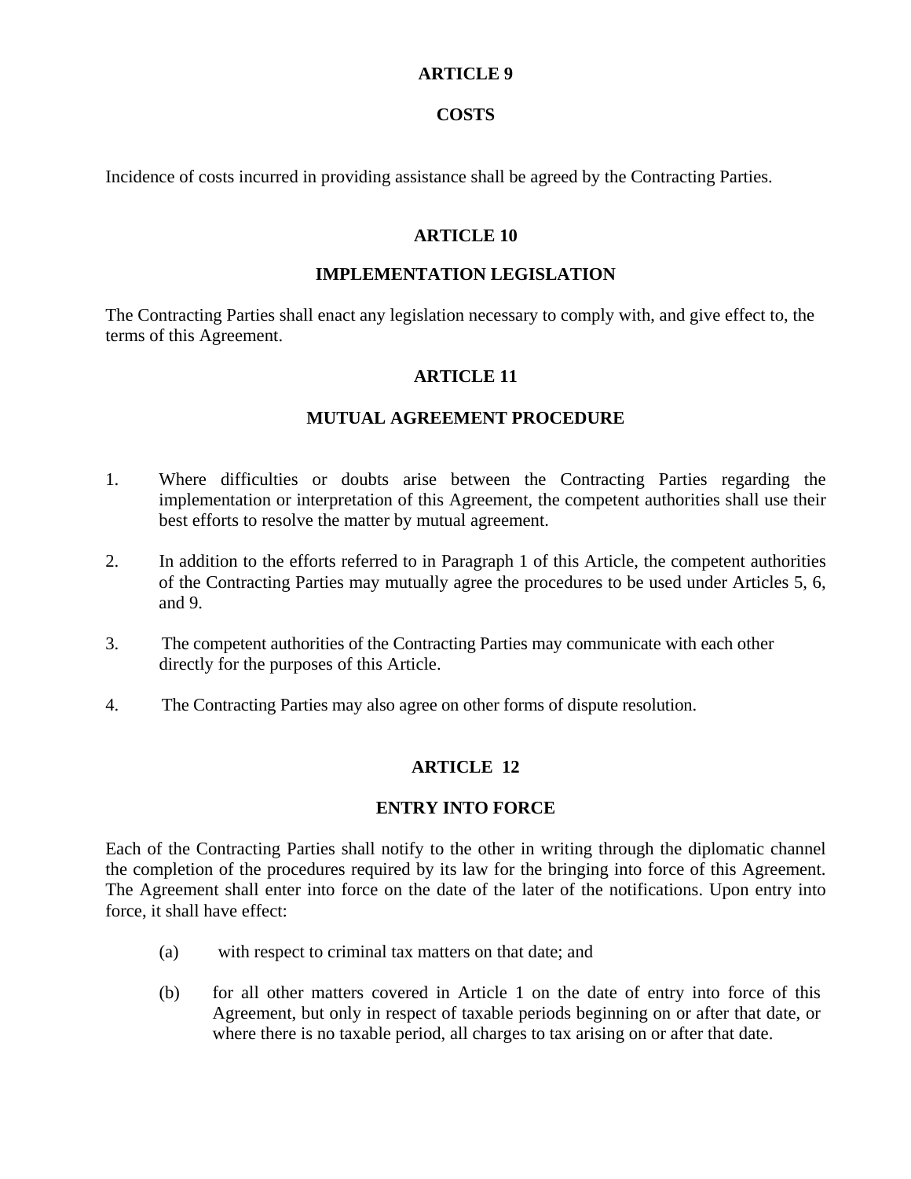## ARTICLE 9

## COSTS

Incidence of costs incurred in providing assistance shall be agreed by the Contracting Parties.

## ARTICLE 10

## IMPLEMENTATION LEGISLATION

The Contracting Parties shall enact any legislation necessary to comply with, and give effect to, the terms of this Agreement.

## ARTICLE 11

## MUTUAL AGREEMENT PROCEDURE

1. Where difficulties or doubts arise between the Contracting Parties regarding the implementation or interpretation of this Agreement, the competent authorities shall use their best efforts to resolve the matter by mutual agreement.

2. In addition to the efforts referred to in Paragraph 1 of this Article, the competent authorities of the Contracting Parties may mutually agree the procedures to be used under Articles 5, 6, and 9.

3. The competent authorities of the Contracting Parties may communicate with each other directly for the purposes of this Article.

4. The Contracting Parties may also agree on other forms of dispute resolution.

## ARTICLE 12

## ENTRY INTO FORCE

Each of the Contracting Parties shall notify to the other in writing through the diplomatic channel the completion of the procedures required by its law for the bringing into force of this Agreement. The Agreement shall enter into force on the date of the later of the notifications. Upon entry into force, it shall have effect:

(a) with respect to criminal tax matters on that date; and

(b) for all other matters covered in Article 1 on the date of entry into force of this Agreement, but only in respect of taxable periods beginning on or after that date, or where there is no taxable period, all charges to tax arising on or after that date.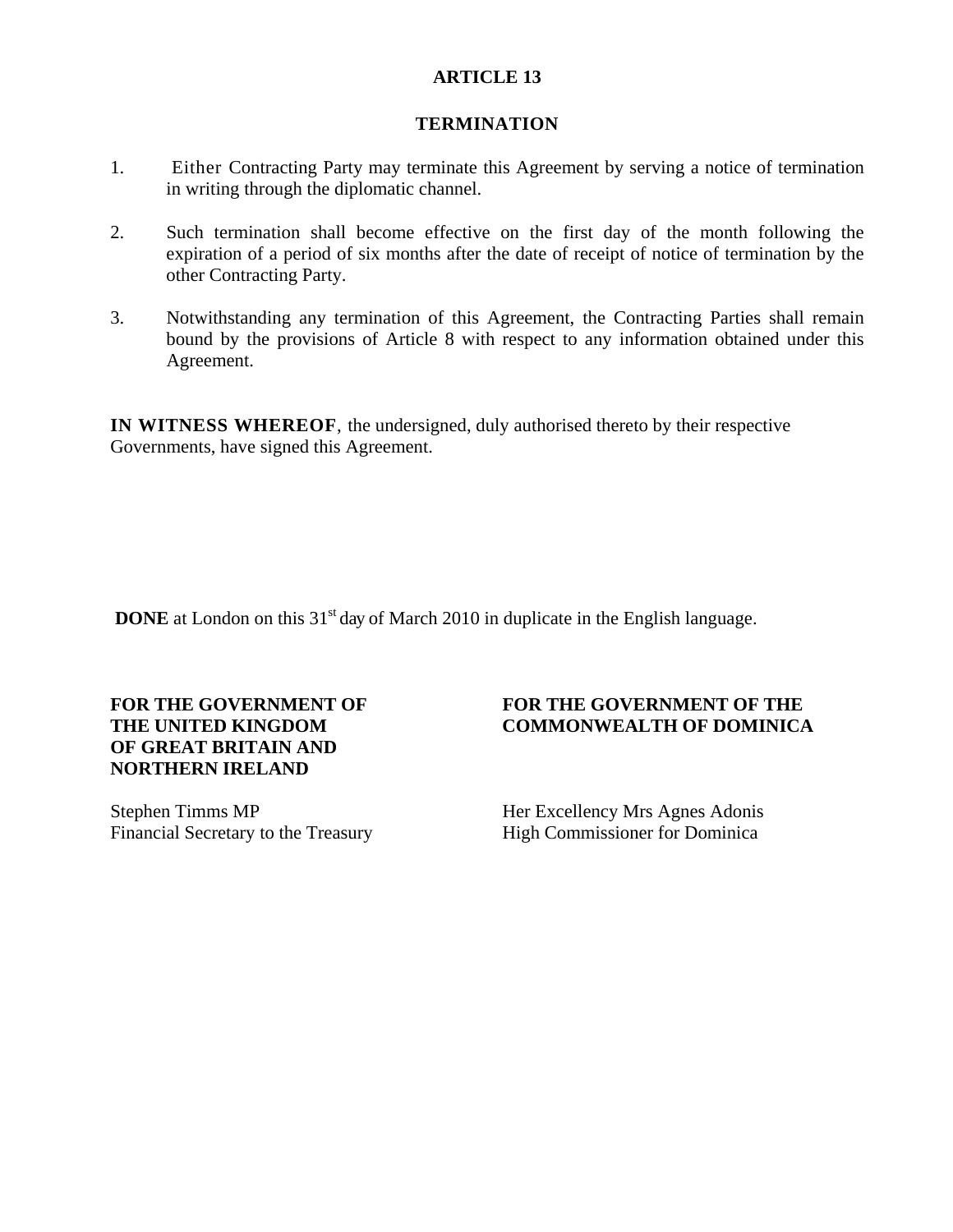## ARTICLE 13

## TERMINATION

1. Either Contracting Party may terminate this Agreement by serving a notice of termination in writing through the diplomatic channel.

2. Such termination shall become effective on the first day of the month following the expiration of a period of six months after the date of receipt of notice of termination by the other Contracting Party.

3. Notwithstanding any termination of this Agreement, the Contracting Parties shall remain bound by the provisions of Article 8 with respect to any information obtained under this Agreement.

**IN WITNESS WHEREOF**, the undersigned, duly authorised thereto by their respective Governments, have signed this Agreement.

**DONE** at London on this 31st day of March 2010 in duplicate in the English language.

**FOR THE GOVERNMENT OF THE UNITED KINGDOM OF GREAT BRITAIN AND NORTHERN IRELAND**

Stephen Timms MP
Financial Secretary to the Treasury

**FOR THE GOVERNMENT OF THE COMMONWEALTH OF DOMINICA**

Her Excellency Mrs Agnes Adonis
High Commissioner for Dominica